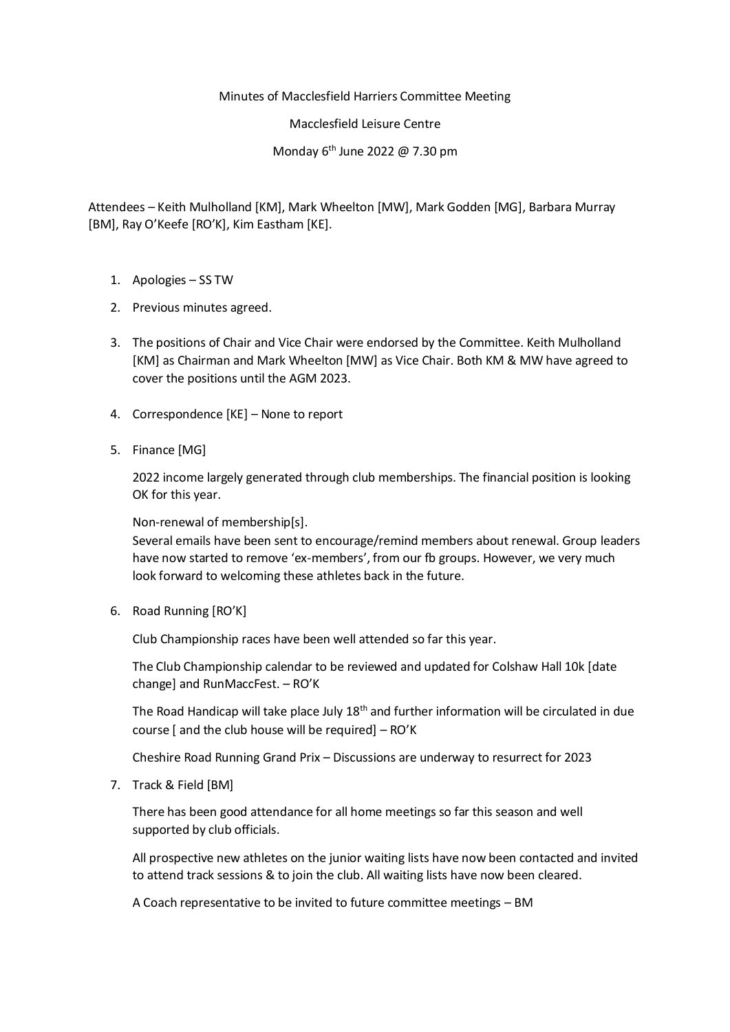Minutes of Macclesfield Harriers Committee Meeting

Macclesfield Leisure Centre

Monday 6th June 2022 @ 7.30 pm

Attendees – Keith Mulholland [KM], Mark Wheelton [MW], Mark Godden [MG], Barbara Murray [BM], Ray O'Keefe [RO'K], Kim Eastham [KE].

1. Apologies – SS TW
2. Previous minutes agreed.
3. The positions of Chair and Vice Chair were endorsed by the Committee. Keith Mulholland [KM] as Chairman and Mark Wheelton [MW] as Vice Chair. Both KM & MW have agreed to cover the positions until the AGM 2023.
4. Correspondence [KE] – None to report
5. Finance [MG]

   2022 income largely generated through club memberships. The financial position is looking OK for this year.

   Non-renewal of membership[s].
   Several emails have been sent to encourage/remind members about renewal. Group leaders have now started to remove 'ex-members', from our fb groups. However, we very much look forward to welcoming these athletes back in the future.

6. Road Running [RO'K]

   Club Championship races have been well attended so far this year.

   The Club Championship calendar to be reviewed and updated for Colshaw Hall 10k [date change] and RunMaccFest. – RO'K

   The Road Handicap will take place July 18th and further information will be circulated in due course [ and the club house will be required] – RO'K

   Cheshire Road Running Grand Prix – Discussions are underway to resurrect for 2023

7. Track & Field [BM]

   There has been good attendance for all home meetings so far this season and well supported by club officials.

   All prospective new athletes on the junior waiting lists have now been contacted and invited to attend track sessions & to join the club. All waiting lists have now been cleared.

   A Coach representative to be invited to future committee meetings – BM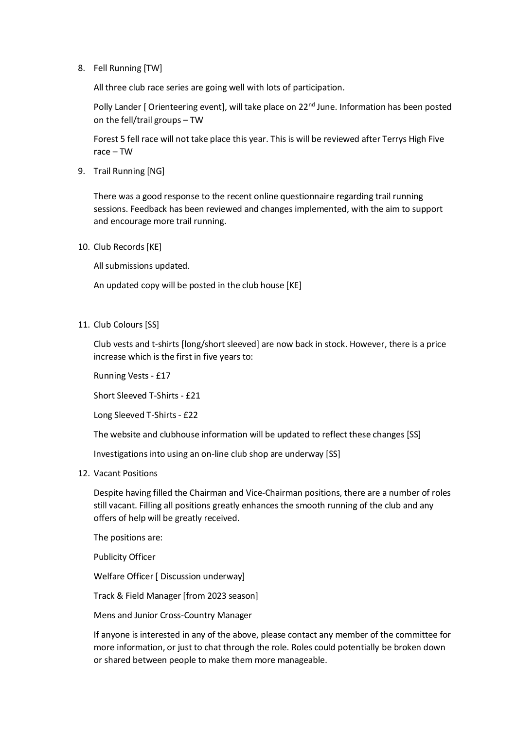8. Fell Running [TW]

   All three club race series are going well with lots of participation.

   Polly Lander [ Orienteering event], will take place on 22nd June. Information has been posted on the fell/trail groups – TW

   Forest 5 fell race will not take place this year. This is will be reviewed after Terrys High Five race – TW

9. Trail Running [NG]

   There was a good response to the recent online questionnaire regarding trail running sessions. Feedback has been reviewed and changes implemented, with the aim to support and encourage more trail running.

10. Club Records [KE]

    All submissions updated.

    An updated copy will be posted in the club house [KE]

11. Club Colours [SS]

    Club vests and t-shirts [long/short sleeved] are now back in stock. However, there is a price increase which is the first in five years to:

    Running Vests - £17

    Short Sleeved T-Shirts - £21

    Long Sleeved T-Shirts - £22

    The website and clubhouse information will be updated to reflect these changes [SS]

    Investigations into using an on-line club shop are underway [SS]

12. Vacant Positions

    Despite having filled the Chairman and Vice-Chairman positions, there are a number of roles still vacant. Filling all positions greatly enhances the smooth running of the club and any offers of help will be greatly received.

    The positions are:

    Publicity Officer

    Welfare Officer [ Discussion underway]

    Track & Field Manager [from 2023 season]

    Mens and Junior Cross-Country Manager

    If anyone is interested in any of the above, please contact any member of the committee for more information, or just to chat through the role. Roles could potentially be broken down or shared between people to make them more manageable.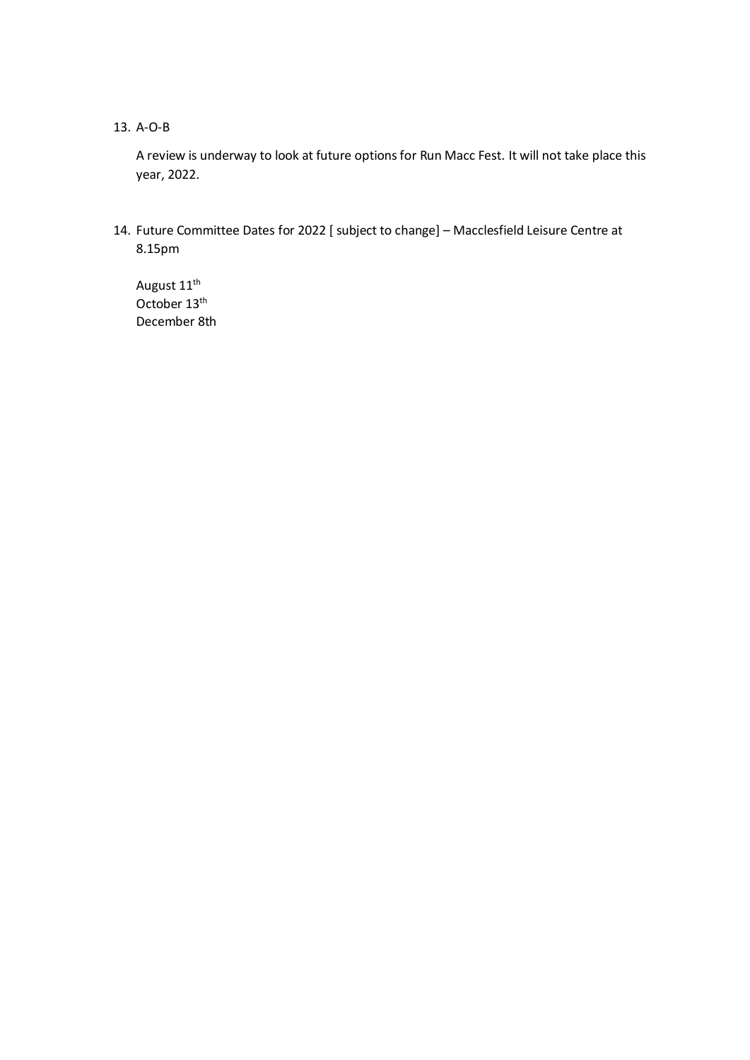13. A-O-B

    A review is underway to look at future options for Run Macc Fest. It will not take place this year, 2022.

14. Future Committee Dates for 2022 [ subject to change] – Macclesfield Leisure Centre at 8.15pm

    August 11th
    October 13th
    December 8th